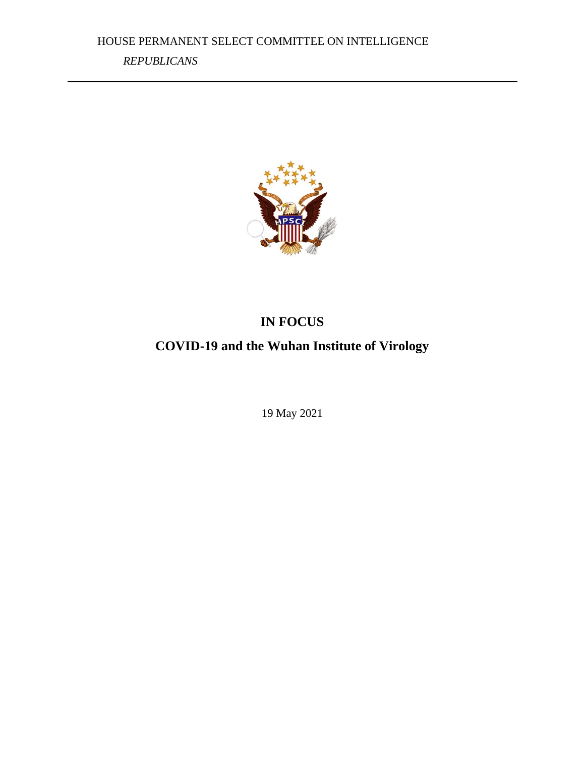HOUSE PERMANENT SELECT COMMITTEE ON INTELLIGENCE

*REPUBLICANS*

---

# IN FOCUS

# COVID-19 and the Wuhan Institute of Virology

19 May 2021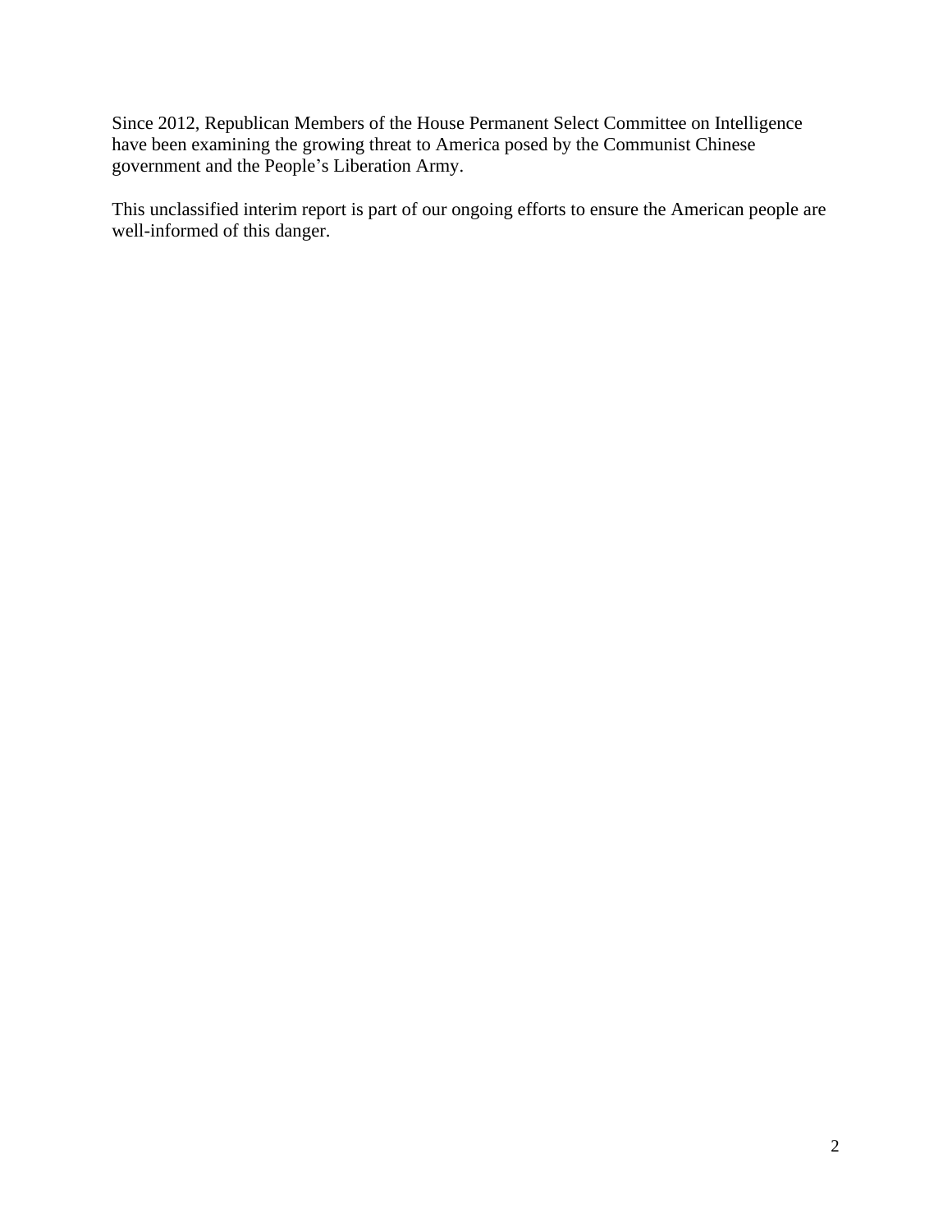Since 2012, Republican Members of the House Permanent Select Committee on Intelligence have been examining the growing threat to America posed by the Communist Chinese government and the People's Liberation Army.

This unclassified interim report is part of our ongoing efforts to ensure the American people are well-informed of this danger.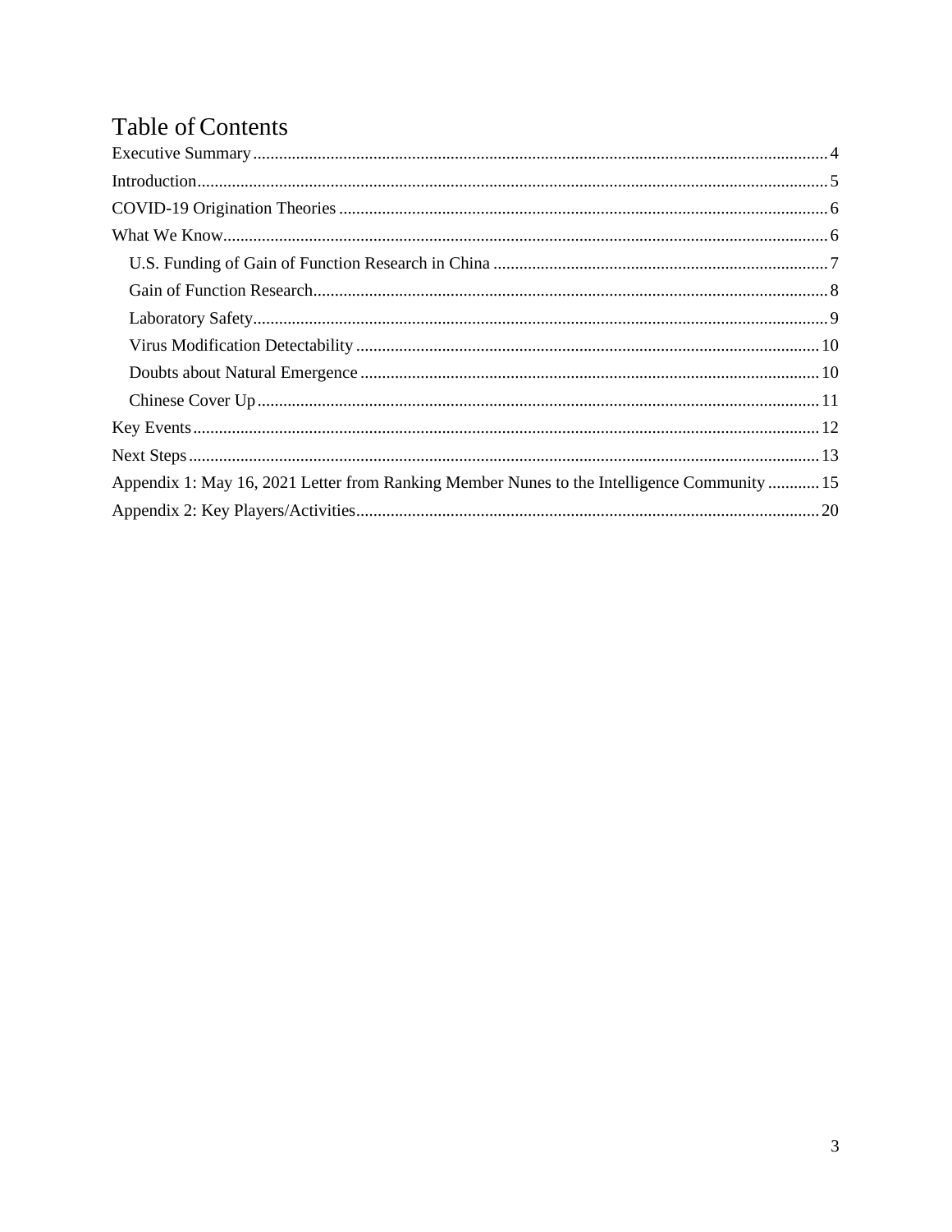# Table of Contents

Executive Summary ..... 4

Introduction ..... 5

COVID-19 Origination Theories ..... 6

What We Know ..... 6

- U.S. Funding of Gain of Function Research in China ..... 7
- Gain of Function Research ..... 8
- Laboratory Safety ..... 9
- Virus Modification Detectability ..... 10
- Doubts about Natural Emergence ..... 10
- Chinese Cover Up ..... 11

Key Events ..... 12

Next Steps ..... 13

Appendix 1: May 16, 2021 Letter from Ranking Member Nunes to the Intelligence Community ..... 15

Appendix 2: Key Players/Activities ..... 20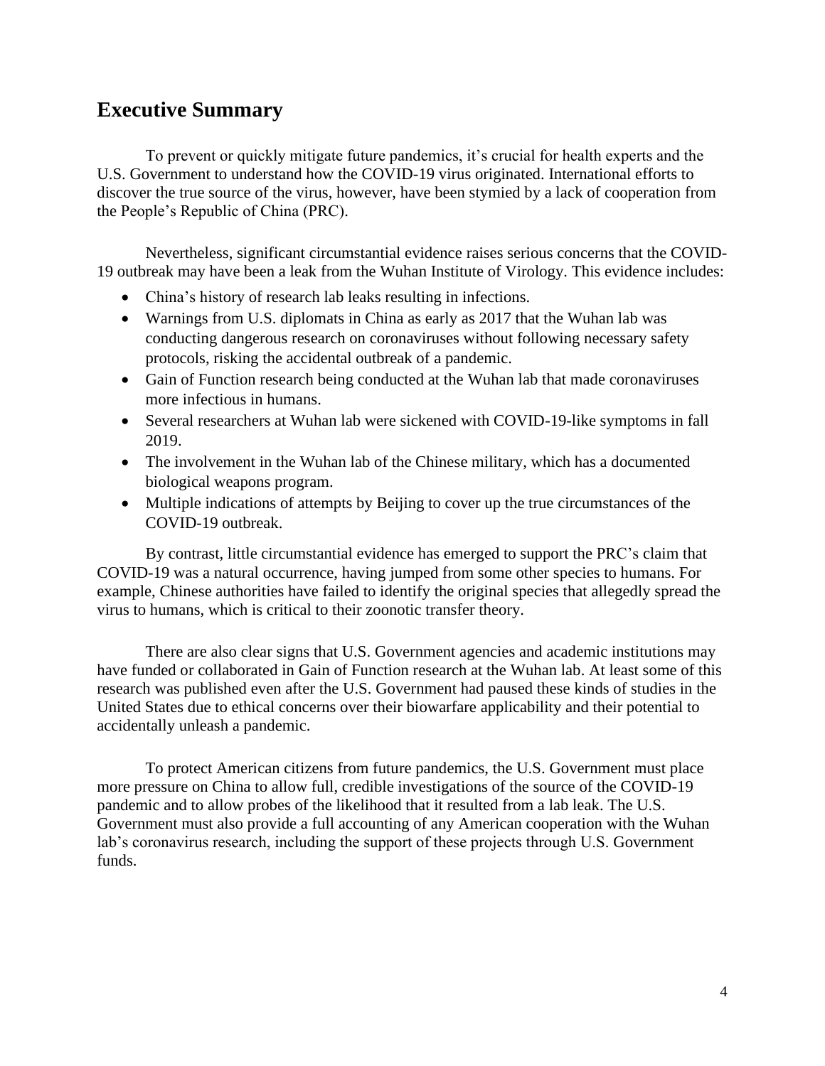## Executive Summary

To prevent or quickly mitigate future pandemics, it's crucial for health experts and the U.S. Government to understand how the COVID-19 virus originated. International efforts to discover the true source of the virus, however, have been stymied by a lack of cooperation from the People's Republic of China (PRC).

Nevertheless, significant circumstantial evidence raises serious concerns that the COVID-19 outbreak may have been a leak from the Wuhan Institute of Virology. This evidence includes:

- China's history of research lab leaks resulting in infections.
- Warnings from U.S. diplomats in China as early as 2017 that the Wuhan lab was conducting dangerous research on coronaviruses without following necessary safety protocols, risking the accidental outbreak of a pandemic.
- Gain of Function research being conducted at the Wuhan lab that made coronaviruses more infectious in humans.
- Several researchers at Wuhan lab were sickened with COVID-19-like symptoms in fall 2019.
- The involvement in the Wuhan lab of the Chinese military, which has a documented biological weapons program.
- Multiple indications of attempts by Beijing to cover up the true circumstances of the COVID-19 outbreak.

By contrast, little circumstantial evidence has emerged to support the PRC's claim that COVID-19 was a natural occurrence, having jumped from some other species to humans. For example, Chinese authorities have failed to identify the original species that allegedly spread the virus to humans, which is critical to their zoonotic transfer theory.

There are also clear signs that U.S. Government agencies and academic institutions may have funded or collaborated in Gain of Function research at the Wuhan lab. At least some of this research was published even after the U.S. Government had paused these kinds of studies in the United States due to ethical concerns over their biowarfare applicability and their potential to accidentally unleash a pandemic.

To protect American citizens from future pandemics, the U.S. Government must place more pressure on China to allow full, credible investigations of the source of the COVID-19 pandemic and to allow probes of the likelihood that it resulted from a lab leak. The U.S. Government must also provide a full accounting of any American cooperation with the Wuhan lab's coronavirus research, including the support of these projects through U.S. Government funds.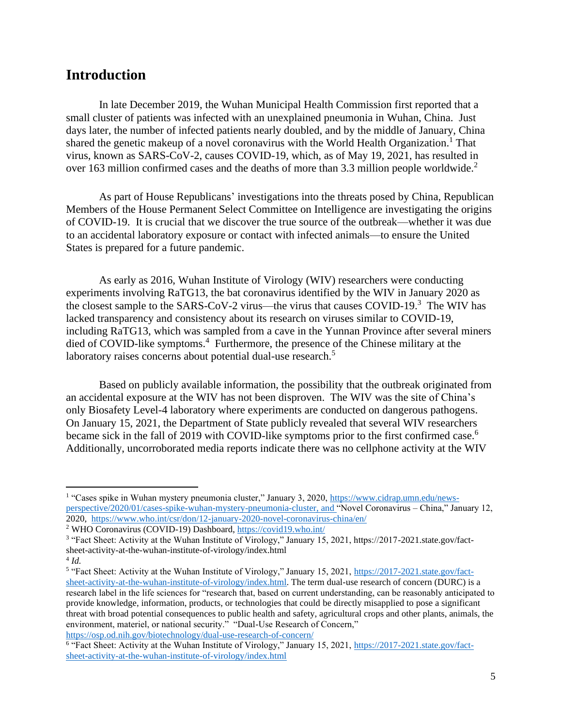# Introduction

In late December 2019, the Wuhan Municipal Health Commission first reported that a small cluster of patients was infected with an unexplained pneumonia in Wuhan, China. Just days later, the number of infected patients nearly doubled, and by the middle of January, China shared the genetic makeup of a novel coronavirus with the World Health Organization.[1] That virus, known as SARS-CoV-2, causes COVID-19, which, as of May 19, 2021, has resulted in over 163 million confirmed cases and the deaths of more than 3.3 million people worldwide.[2]

As part of House Republicans' investigations into the threats posed by China, Republican Members of the House Permanent Select Committee on Intelligence are investigating the origins of COVID-19. It is crucial that we discover the true source of the outbreak—whether it was due to an accidental laboratory exposure or contact with infected animals—to ensure the United States is prepared for a future pandemic.

As early as 2016, Wuhan Institute of Virology (WIV) researchers were conducting experiments involving RaTG13, the bat coronavirus identified by the WIV in January 2020 as the closest sample to the SARS-CoV-2 virus—the virus that causes COVID-19.[3] The WIV has lacked transparency and consistency about its research on viruses similar to COVID-19, including RaTG13, which was sampled from a cave in the Yunnan Province after several miners died of COVID-like symptoms.[4] Furthermore, the presence of the Chinese military at the laboratory raises concerns about potential dual-use research.[5]

Based on publicly available information, the possibility that the outbreak originated from an accidental exposure at the WIV has not been disproven. The WIV was the site of China's only Biosafety Level-4 laboratory where experiments are conducted on dangerous pathogens. On January 15, 2021, the Department of State publicly revealed that several WIV researchers became sick in the fall of 2019 with COVID-like symptoms prior to the first confirmed case.[6] Additionally, uncorroborated media reports indicate there was no cellphone activity at the WIV

---

[1] "Cases spike in Wuhan mystery pneumonia cluster," January 3, 2020, https://www.cidrap.umn.edu/news-perspective/2020/01/cases-spike-wuhan-mystery-pneumonia-cluster, and "Novel Coronavirus – China," January 12, 2020, https://www.who.int/csr/don/12-january-2020-novel-coronavirus-china/en/

[2] WHO Coronavirus (COVID-19) Dashboard, https://covid19.who.int/

[3] "Fact Sheet: Activity at the Wuhan Institute of Virology," January 15, 2021, https://2017-2021.state.gov/fact-sheet-activity-at-the-wuhan-institute-of-virology/index.html

[4] *Id.*

[5] "Fact Sheet: Activity at the Wuhan Institute of Virology," January 15, 2021, https://2017-2021.state.gov/fact-sheet-activity-at-the-wuhan-institute-of-virology/index.html. The term dual-use research of concern (DURC) is a research label in the life sciences for "research that, based on current understanding, can be reasonably anticipated to provide knowledge, information, products, or technologies that could be directly misapplied to pose a significant threat with broad potential consequences to public health and safety, agricultural crops and other plants, animals, the environment, materiel, or national security." "Dual-Use Research of Concern," https://osp.od.nih.gov/biotechnology/dual-use-research-of-concern/

[6] "Fact Sheet: Activity at the Wuhan Institute of Virology," January 15, 2021, https://2017-2021.state.gov/fact-sheet-activity-at-the-wuhan-institute-of-virology/index.html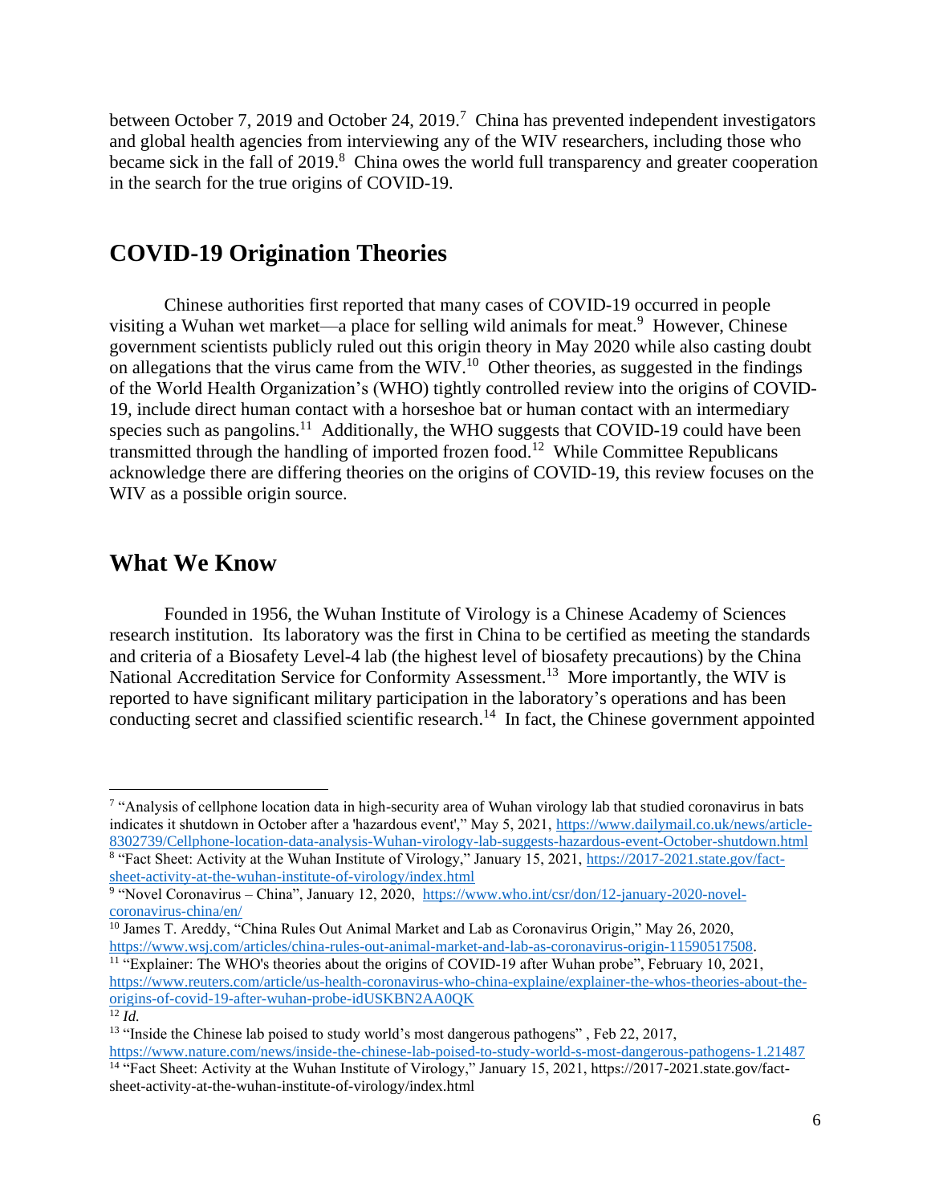between October 7, 2019 and October 24, 2019.[7] China has prevented independent investigators and global health agencies from interviewing any of the WIV researchers, including those who became sick in the fall of 2019.[8] China owes the world full transparency and greater cooperation in the search for the true origins of COVID-19.

## COVID-19 Origination Theories

Chinese authorities first reported that many cases of COVID-19 occurred in people visiting a Wuhan wet market—a place for selling wild animals for meat.[9] However, Chinese government scientists publicly ruled out this origin theory in May 2020 while also casting doubt on allegations that the virus came from the WIV.[10] Other theories, as suggested in the findings of the World Health Organization's (WHO) tightly controlled review into the origins of COVID-19, include direct human contact with a horseshoe bat or human contact with an intermediary species such as pangolins.[11] Additionally, the WHO suggests that COVID-19 could have been transmitted through the handling of imported frozen food.[12] While Committee Republicans acknowledge there are differing theories on the origins of COVID-19, this review focuses on the WIV as a possible origin source.

## What We Know

Founded in 1956, the Wuhan Institute of Virology is a Chinese Academy of Sciences research institution. Its laboratory was the first in China to be certified as meeting the standards and criteria of a Biosafety Level-4 lab (the highest level of biosafety precautions) by the China National Accreditation Service for Conformity Assessment.[13] More importantly, the WIV is reported to have significant military participation in the laboratory's operations and has been conducting secret and classified scientific research.[14] In fact, the Chinese government appointed

---

[7] "Analysis of cellphone location data in high-security area of Wuhan virology lab that studied coronavirus in bats indicates it shutdown in October after a 'hazardous event'," May 5, 2021, https://www.dailymail.co.uk/news/article-8302739/Cellphone-location-data-analysis-Wuhan-virology-lab-suggests-hazardous-event-October-shutdown.html

[8] "Fact Sheet: Activity at the Wuhan Institute of Virology," January 15, 2021, https://2017-2021.state.gov/fact-sheet-activity-at-the-wuhan-institute-of-virology/index.html

[9] "Novel Coronavirus – China", January 12, 2020, https://www.who.int/csr/don/12-january-2020-novel-coronavirus-china/en/

[10] James T. Areddy, "China Rules Out Animal Market and Lab as Coronavirus Origin," May 26, 2020, https://www.wsj.com/articles/china-rules-out-animal-market-and-lab-as-coronavirus-origin-11590517508.

[11] "Explainer: The WHO's theories about the origins of COVID-19 after Wuhan probe", February 10, 2021, https://www.reuters.com/article/us-health-coronavirus-who-china-explaine/explainer-the-whos-theories-about-the-origins-of-covid-19-after-wuhan-probe-idUSKBN2AA0QK

[12] *Id.*

[13] "Inside the Chinese lab poised to study world's most dangerous pathogens" , Feb 22, 2017, https://www.nature.com/news/inside-the-chinese-lab-poised-to-study-world-s-most-dangerous-pathogens-1.21487

[14] "Fact Sheet: Activity at the Wuhan Institute of Virology," January 15, 2021, https://2017-2021.state.gov/fact-sheet-activity-at-the-wuhan-institute-of-virology/index.html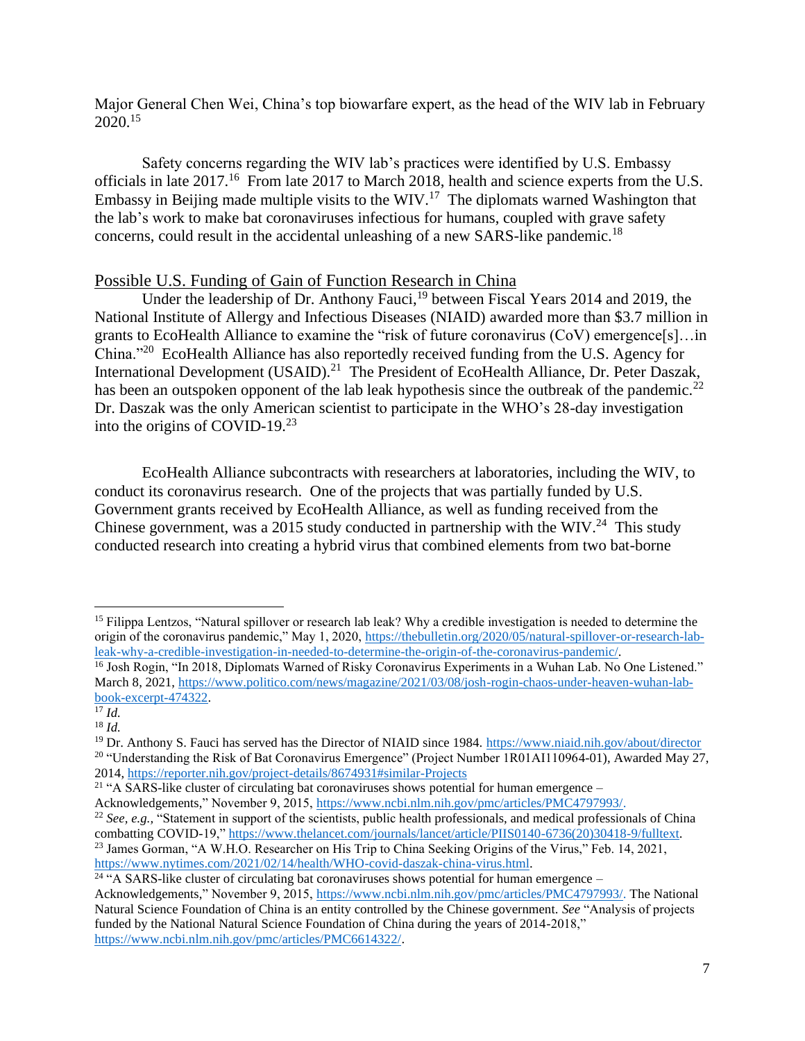Major General Chen Wei, China's top biowarfare expert, as the head of the WIV lab in February 2020.[15]

Safety concerns regarding the WIV lab's practices were identified by U.S. Embassy officials in late 2017.[16] From late 2017 to March 2018, health and science experts from the U.S. Embassy in Beijing made multiple visits to the WIV.[17] The diplomats warned Washington that the lab's work to make bat coronaviruses infectious for humans, coupled with grave safety concerns, could result in the accidental unleashing of a new SARS-like pandemic.[18]

## Possible U.S. Funding of Gain of Function Research in China

Under the leadership of Dr. Anthony Fauci,[19] between Fiscal Years 2014 and 2019, the National Institute of Allergy and Infectious Diseases (NIAID) awarded more than $3.7 million in grants to EcoHealth Alliance to examine the "risk of future coronavirus (CoV) emergence[s]…in China."[20] EcoHealth Alliance has also reportedly received funding from the U.S. Agency for International Development (USAID).[21] The President of EcoHealth Alliance, Dr. Peter Daszak, has been an outspoken opponent of the lab leak hypothesis since the outbreak of the pandemic.[22] Dr. Daszak was the only American scientist to participate in the WHO's 28-day investigation into the origins of COVID-19.[23]

EcoHealth Alliance subcontracts with researchers at laboratories, including the WIV, to conduct its coronavirus research. One of the projects that was partially funded by U.S. Government grants received by EcoHealth Alliance, as well as funding received from the Chinese government, was a 2015 study conducted in partnership with the WIV.[24] This study conducted research into creating a hybrid virus that combined elements from two bat-borne

---

[15] Filippa Lentzos, "Natural spillover or research lab leak? Why a credible investigation is needed to determine the origin of the coronavirus pandemic," May 1, 2020, https://thebulletin.org/2020/05/natural-spillover-or-research-lab-leak-why-a-credible-investigation-in-needed-to-determine-the-origin-of-the-coronavirus-pandemic/.

[16] Josh Rogin, "In 2018, Diplomats Warned of Risky Coronavirus Experiments in a Wuhan Lab. No One Listened." March 8, 2021, https://www.politico.com/news/magazine/2021/03/08/josh-rogin-chaos-under-heaven-wuhan-lab-book-excerpt-474322.

[17] *Id.*

[18] *Id.*

[19] Dr. Anthony S. Fauci has served has the Director of NIAID since 1984. https://www.niaid.nih.gov/about/director

[20] "Understanding the Risk of Bat Coronavirus Emergence" (Project Number 1R01AI110964-01), Awarded May 27, 2014, https://reporter.nih.gov/project-details/8674931#similar-Projects

[21] "A SARS-like cluster of circulating bat coronaviruses shows potential for human emergence – Acknowledgements," November 9, 2015, https://www.ncbi.nlm.nih.gov/pmc/articles/PMC4797993/.

[22] *See, e.g.,* "Statement in support of the scientists, public health professionals, and medical professionals of China combatting COVID-19," https://www.thelancet.com/journals/lancet/article/PIIS0140-6736(20)30418-9/fulltext.

[23] James Gorman, "A W.H.O. Researcher on His Trip to China Seeking Origins of the Virus," Feb. 14, 2021, https://www.nytimes.com/2021/02/14/health/WHO-covid-daszak-china-virus.html.

[24] "A SARS-like cluster of circulating bat coronaviruses shows potential for human emergence – Acknowledgements," November 9, 2015, https://www.ncbi.nlm.nih.gov/pmc/articles/PMC4797993/. The National Natural Science Foundation of China is an entity controlled by the Chinese government. *See* "Analysis of projects funded by the National Natural Science Foundation of China during the years of 2014-2018," https://www.ncbi.nlm.nih.gov/pmc/articles/PMC6614322/.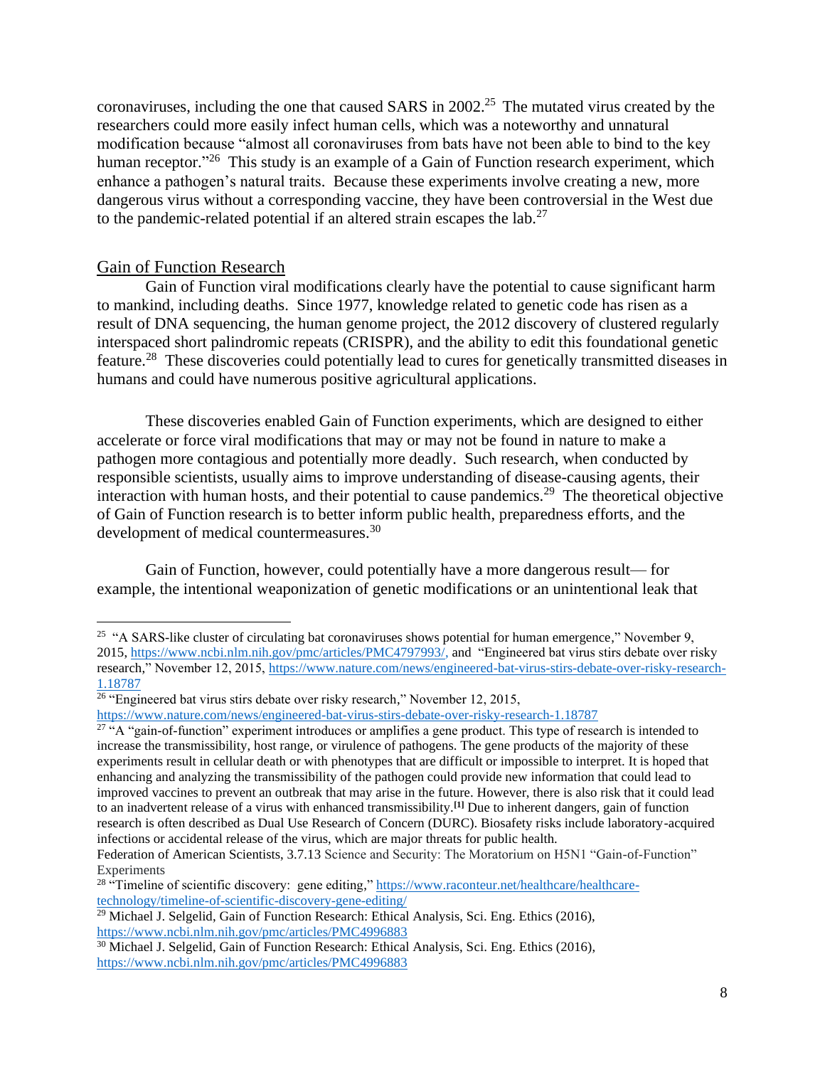coronaviruses, including the one that caused SARS in 2002.[25] The mutated virus created by the researchers could more easily infect human cells, which was a noteworthy and unnatural modification because "almost all coronaviruses from bats have not been able to bind to the key human receptor."[26] This study is an example of a Gain of Function research experiment, which enhance a pathogen's natural traits. Because these experiments involve creating a new, more dangerous virus without a corresponding vaccine, they have been controversial in the West due to the pandemic-related potential if an altered strain escapes the lab.[27]

## Gain of Function Research

Gain of Function viral modifications clearly have the potential to cause significant harm to mankind, including deaths. Since 1977, knowledge related to genetic code has risen as a result of DNA sequencing, the human genome project, the 2012 discovery of clustered regularly interspaced short palindromic repeats (CRISPR), and the ability to edit this foundational genetic feature.[28] These discoveries could potentially lead to cures for genetically transmitted diseases in humans and could have numerous positive agricultural applications.

These discoveries enabled Gain of Function experiments, which are designed to either accelerate or force viral modifications that may or may not be found in nature to make a pathogen more contagious and potentially more deadly. Such research, when conducted by responsible scientists, usually aims to improve understanding of disease-causing agents, their interaction with human hosts, and their potential to cause pandemics.[29] The theoretical objective of Gain of Function research is to better inform public health, preparedness efforts, and the development of medical countermeasures.[30]

Gain of Function, however, could potentially have a more dangerous result— for example, the intentional weaponization of genetic modifications or an unintentional leak that

---

[25] "A SARS-like cluster of circulating bat coronaviruses shows potential for human emergence," November 9, 2015, https://www.ncbi.nlm.nih.gov/pmc/articles/PMC4797993/, and "Engineered bat virus stirs debate over risky research," November 12, 2015, https://www.nature.com/news/engineered-bat-virus-stirs-debate-over-risky-research-1.18787

[26] "Engineered bat virus stirs debate over risky research," November 12, 2015, https://www.nature.com/news/engineered-bat-virus-stirs-debate-over-risky-research-1.18787

[27] "A "gain-of-function" experiment introduces or amplifies a gene product. This type of research is intended to increase the transmissibility, host range, or virulence of pathogens. The gene products of the majority of these experiments result in cellular death or with phenotypes that are difficult or impossible to interpret. It is hoped that enhancing and analyzing the transmissibility of the pathogen could provide new information that could lead to improved vaccines to prevent an outbreak that may arise in the future. However, there is also risk that it could lead to an inadvertent release of a virus with enhanced transmissibility.[1] Due to inherent dangers, gain of function research is often described as Dual Use Research of Concern (DURC). Biosafety risks include laboratory-acquired infections or accidental release of the virus, which are major threats for public health.
Federation of American Scientists, 3.7.13 Science and Security: The Moratorium on H5N1 "Gain-of-Function" Experiments

[28] "Timeline of scientific discovery: gene editing," https://www.raconteur.net/healthcare/healthcare-technology/timeline-of-scientific-discovery-gene-editing/

[29] Michael J. Selgelid, Gain of Function Research: Ethical Analysis, Sci. Eng. Ethics (2016), https://www.ncbi.nlm.nih.gov/pmc/articles/PMC4996883

[30] Michael J. Selgelid, Gain of Function Research: Ethical Analysis, Sci. Eng. Ethics (2016), https://www.ncbi.nlm.nih.gov/pmc/articles/PMC4996883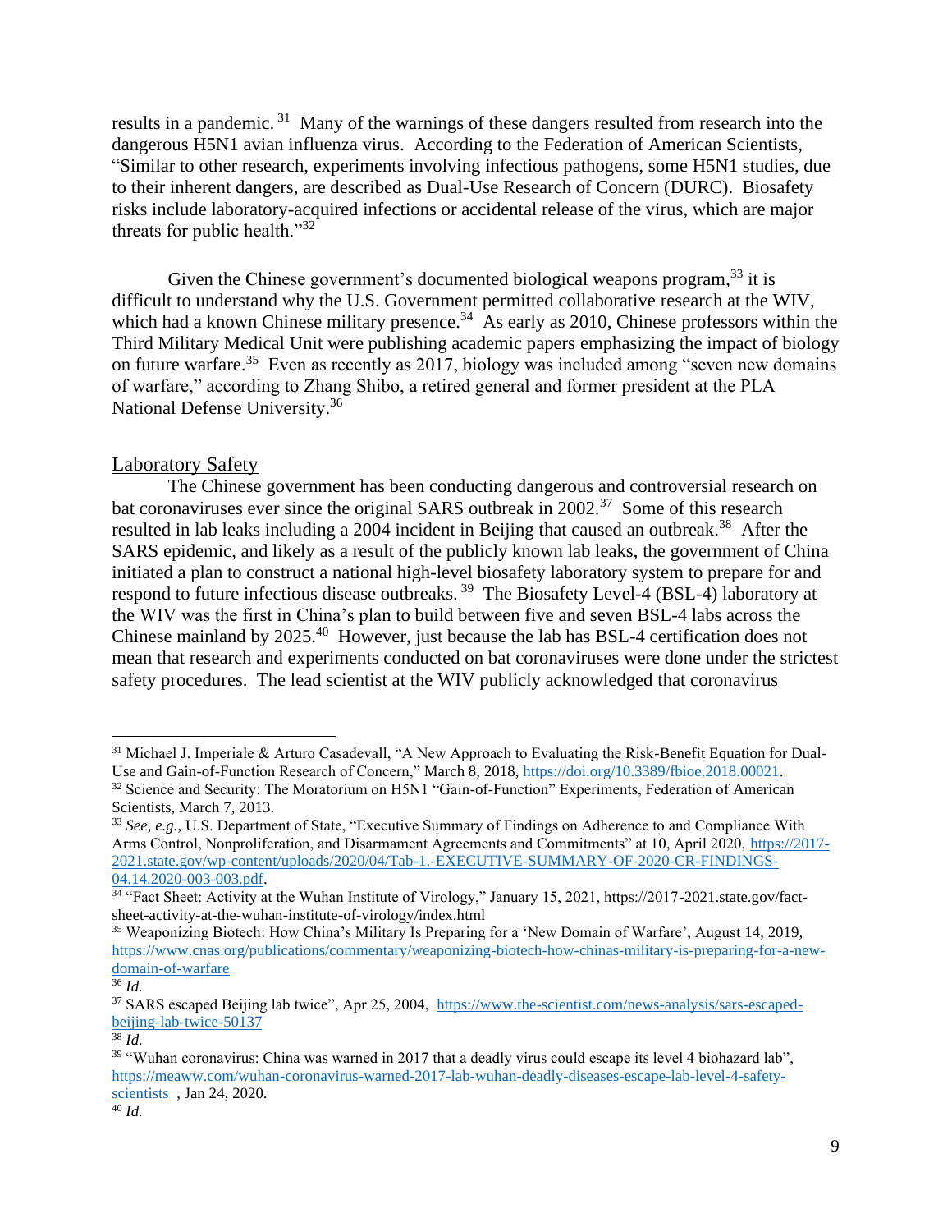results in a pandemic.[31] Many of the warnings of these dangers resulted from research into the dangerous H5N1 avian influenza virus. According to the Federation of American Scientists, "Similar to other research, experiments involving infectious pathogens, some H5N1 studies, due to their inherent dangers, are described as Dual-Use Research of Concern (DURC). Biosafety risks include laboratory-acquired infections or accidental release of the virus, which are major threats for public health."[32]

Given the Chinese government's documented biological weapons program,[33] it is difficult to understand why the U.S. Government permitted collaborative research at the WIV, which had a known Chinese military presence.[34] As early as 2010, Chinese professors within the Third Military Medical Unit were publishing academic papers emphasizing the impact of biology on future warfare.[35] Even as recently as 2017, biology was included among "seven new domains of warfare," according to Zhang Shibo, a retired general and former president at the PLA National Defense University.[36]

<u>Laboratory Safety</u>

The Chinese government has been conducting dangerous and controversial research on bat coronaviruses ever since the original SARS outbreak in 2002.[37] Some of this research resulted in lab leaks including a 2004 incident in Beijing that caused an outbreak.[38] After the SARS epidemic, and likely as a result of the publicly known lab leaks, the government of China initiated a plan to construct a national high-level biosafety laboratory system to prepare for and respond to future infectious disease outbreaks.[39] The Biosafety Level-4 (BSL-4) laboratory at the WIV was the first in China's plan to build between five and seven BSL-4 labs across the Chinese mainland by 2025.[40] However, just because the lab has BSL-4 certification does not mean that research and experiments conducted on bat coronaviruses were done under the strictest safety procedures. The lead scientist at the WIV publicly acknowledged that coronavirus

---

[31] Michael J. Imperiale & Arturo Casadevall, "A New Approach to Evaluating the Risk-Benefit Equation for Dual-Use and Gain-of-Function Research of Concern," March 8, 2018, https://doi.org/10.3389/fbioe.2018.00021.

[32] Science and Security: The Moratorium on H5N1 "Gain-of-Function" Experiments, Federation of American Scientists, March 7, 2013.

[33] *See, e.g.,* U.S. Department of State, "Executive Summary of Findings on Adherence to and Compliance With Arms Control, Nonproliferation, and Disarmament Agreements and Commitments" at 10, April 2020, https://2017-2021.state.gov/wp-content/uploads/2020/04/Tab-1.-EXECUTIVE-SUMMARY-OF-2020-CR-FINDINGS-04.14.2020-003-003.pdf.

[34] "Fact Sheet: Activity at the Wuhan Institute of Virology," January 15, 2021, https://2017-2021.state.gov/fact-sheet-activity-at-the-wuhan-institute-of-virology/index.html

[35] Weaponizing Biotech: How China's Military Is Preparing for a 'New Domain of Warfare', August 14, 2019, https://www.cnas.org/publications/commentary/weaponizing-biotech-how-chinas-military-is-preparing-for-a-new-domain-of-warfare

[36] *Id.*

[37] SARS escaped Beijing lab twice", Apr 25, 2004, https://www.the-scientist.com/news-analysis/sars-escaped-beijing-lab-twice-50137

[38] *Id.*

[39] "Wuhan coronavirus: China was warned in 2017 that a deadly virus could escape its level 4 biohazard lab", https://meaww.com/wuhan-coronavirus-warned-2017-lab-wuhan-deadly-diseases-escape-lab-level-4-safety-scientists , Jan 24, 2020.

[40] *Id.*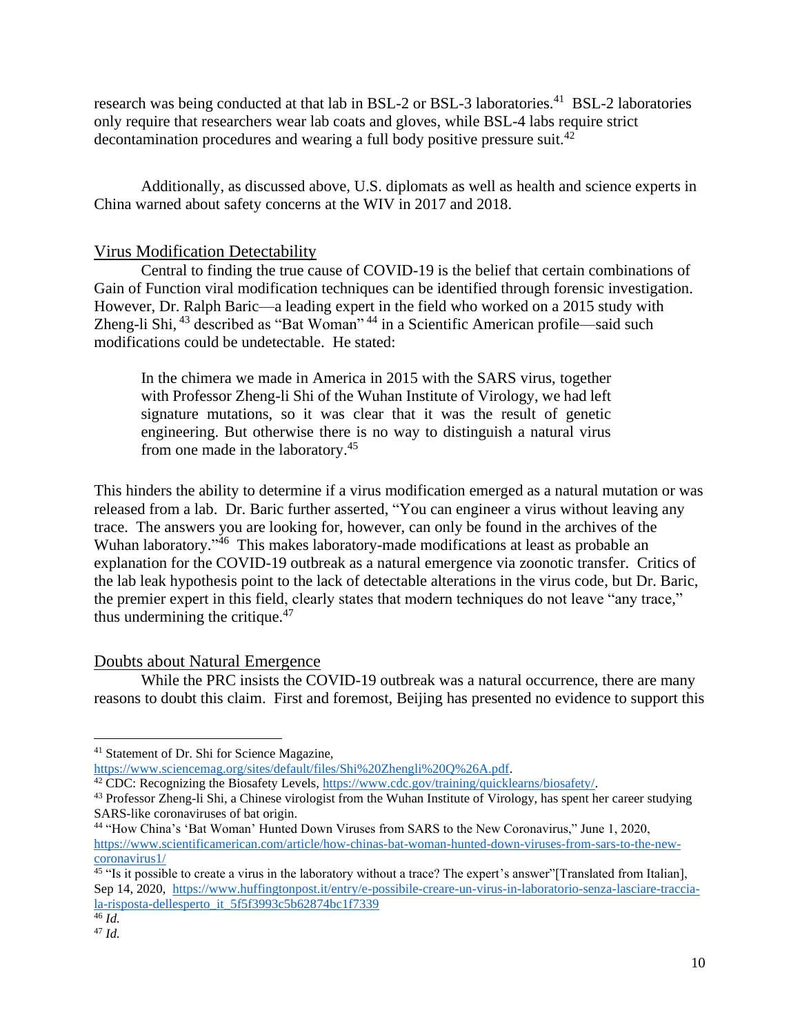research was being conducted at that lab in BSL-2 or BSL-3 laboratories.[41] BSL-2 laboratories only require that researchers wear lab coats and gloves, while BSL-4 labs require strict decontamination procedures and wearing a full body positive pressure suit.[42]

Additionally, as discussed above, U.S. diplomats as well as health and science experts in China warned about safety concerns at the WIV in 2017 and 2018.

<u>Virus Modification Detectability</u>

Central to finding the true cause of COVID-19 is the belief that certain combinations of Gain of Function viral modification techniques can be identified through forensic investigation. However, Dr. Ralph Baric—a leading expert in the field who worked on a 2015 study with Zheng-li Shi, [43] described as "Bat Woman" [44] in a Scientific American profile—said such modifications could be undetectable. He stated:

> In the chimera we made in America in 2015 with the SARS virus, together with Professor Zheng-li Shi of the Wuhan Institute of Virology, we had left signature mutations, so it was clear that it was the result of genetic engineering. But otherwise there is no way to distinguish a natural virus from one made in the laboratory.[45]

This hinders the ability to determine if a virus modification emerged as a natural mutation or was released from a lab. Dr. Baric further asserted, "You can engineer a virus without leaving any trace. The answers you are looking for, however, can only be found in the archives of the Wuhan laboratory."[46] This makes laboratory-made modifications at least as probable an explanation for the COVID-19 outbreak as a natural emergence via zoonotic transfer. Critics of the lab leak hypothesis point to the lack of detectable alterations in the virus code, but Dr. Baric, the premier expert in this field, clearly states that modern techniques do not leave "any trace," thus undermining the critique.[47]

<u>Doubts about Natural Emergence</u>

While the PRC insists the COVID-19 outbreak was a natural occurrence, there are many reasons to doubt this claim. First and foremost, Beijing has presented no evidence to support this

---

[41] Statement of Dr. Shi for Science Magazine, https://www.sciencemag.org/sites/default/files/Shi%20Zhengli%20Q%26A.pdf.

[42] CDC: Recognizing the Biosafety Levels, https://www.cdc.gov/training/quicklearns/biosafety/.

[43] Professor Zheng-li Shi, a Chinese virologist from the Wuhan Institute of Virology, has spent her career studying SARS-like coronaviruses of bat origin.

[44] "How China's 'Bat Woman' Hunted Down Viruses from SARS to the New Coronavirus," June 1, 2020, https://www.scientificamerican.com/article/how-chinas-bat-woman-hunted-down-viruses-from-sars-to-the-new-coronavirus1/

[45] "Is it possible to create a virus in the laboratory without a trace? The expert's answer"[Translated from Italian], Sep 14, 2020, https://www.huffingtonpost.it/entry/e-possibile-creare-un-virus-in-laboratorio-senza-lasciare-traccia-la-risposta-dellesperto_it_5f5f3993c5b62874bc1f7339

[46] *Id.*

[47] *Id.*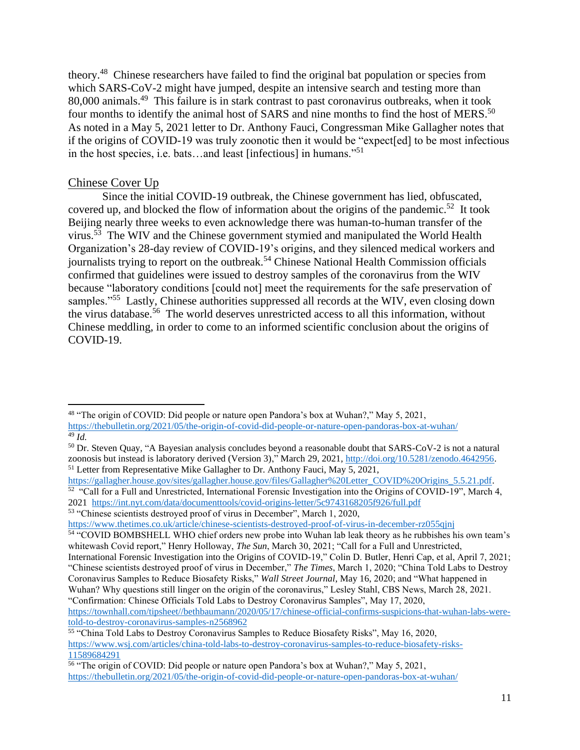theory.[48] Chinese researchers have failed to find the original bat population or species from which SARS-CoV-2 might have jumped, despite an intensive search and testing more than 80,000 animals.[49] This failure is in stark contrast to past coronavirus outbreaks, when it took four months to identify the animal host of SARS and nine months to find the host of MERS.[50] As noted in a May 5, 2021 letter to Dr. Anthony Fauci, Congressman Mike Gallagher notes that if the origins of COVID-19 was truly zoonotic then it would be "expect[ed] to be most infectious in the host species, i.e. bats…and least [infectious] in humans."[51]

## Chinese Cover Up

Since the initial COVID-19 outbreak, the Chinese government has lied, obfuscated, covered up, and blocked the flow of information about the origins of the pandemic.[52] It took Beijing nearly three weeks to even acknowledge there was human-to-human transfer of the virus.[53] The WIV and the Chinese government stymied and manipulated the World Health Organization's 28-day review of COVID-19's origins, and they silenced medical workers and journalists trying to report on the outbreak.[54] Chinese National Health Commission officials confirmed that guidelines were issued to destroy samples of the coronavirus from the WIV because "laboratory conditions [could not] meet the requirements for the safe preservation of samples."[55] Lastly, Chinese authorities suppressed all records at the WIV, even closing down the virus database.[56] The world deserves unrestricted access to all this information, without Chinese meddling, in order to come to an informed scientific conclusion about the origins of COVID-19.

---

[48] "The origin of COVID: Did people or nature open Pandora's box at Wuhan?," May 5, 2021, https://thebulletin.org/2021/05/the-origin-of-covid-did-people-or-nature-open-pandoras-box-at-wuhan/

[49] *Id.*

[50] Dr. Steven Quay, "A Bayesian analysis concludes beyond a reasonable doubt that SARS-CoV-2 is not a natural zoonosis but instead is laboratory derived (Version 3)," March 29, 2021, http://doi.org/10.5281/zenodo.4642956.

[51] Letter from Representative Mike Gallagher to Dr. Anthony Fauci, May 5, 2021, https://gallagher.house.gov/sites/gallagher.house.gov/files/Gallagher%20Letter_COVID%20Origins_5.5.21.pdf.

[52] "Call for a Full and Unrestricted, International Forensic Investigation into the Origins of COVID-19", March 4, 2021 https://int.nyt.com/data/documenttools/covid-origins-letter/5c9743168205f926/full.pdf

[53] "Chinese scientists destroyed proof of virus in December", March 1, 2020, https://www.thetimes.co.uk/article/chinese-scientists-destroyed-proof-of-virus-in-december-rz055qjnj

[54] "COVID BOMBSHELL WHO chief orders new probe into Wuhan lab leak theory as he rubbishes his own team's whitewash Covid report," Henry Holloway, *The Sun*, March 30, 2021; "Call for a Full and Unrestricted, International Forensic Investigation into the Origins of COVID-19," Colin D. Butler, Henri Cap, et al, April 7, 2021; "Chinese scientists destroyed proof of virus in December," *The Times*, March 1, 2020; "China Told Labs to Destroy Coronavirus Samples to Reduce Biosafety Risks," *Wall Street Journal*, May 16, 2020; and "What happened in Wuhan? Why questions still linger on the origin of the coronavirus," Lesley Stahl, CBS News, March 28, 2021. "Confirmation: Chinese Officials Told Labs to Destroy Coronavirus Samples", May 17, 2020, https://townhall.com/tipsheet//bethbaumann/2020/05/17/chinese-official-confirms-suspicions-that-wuhan-labs-were-told-to-destroy-coronavirus-samples-n2568962

[55] "China Told Labs to Destroy Coronavirus Samples to Reduce Biosafety Risks", May 16, 2020, https://www.wsj.com/articles/china-told-labs-to-destroy-coronavirus-samples-to-reduce-biosafety-risks-11589684291

[56] "The origin of COVID: Did people or nature open Pandora's box at Wuhan?," May 5, 2021, https://thebulletin.org/2021/05/the-origin-of-covid-did-people-or-nature-open-pandoras-box-at-wuhan/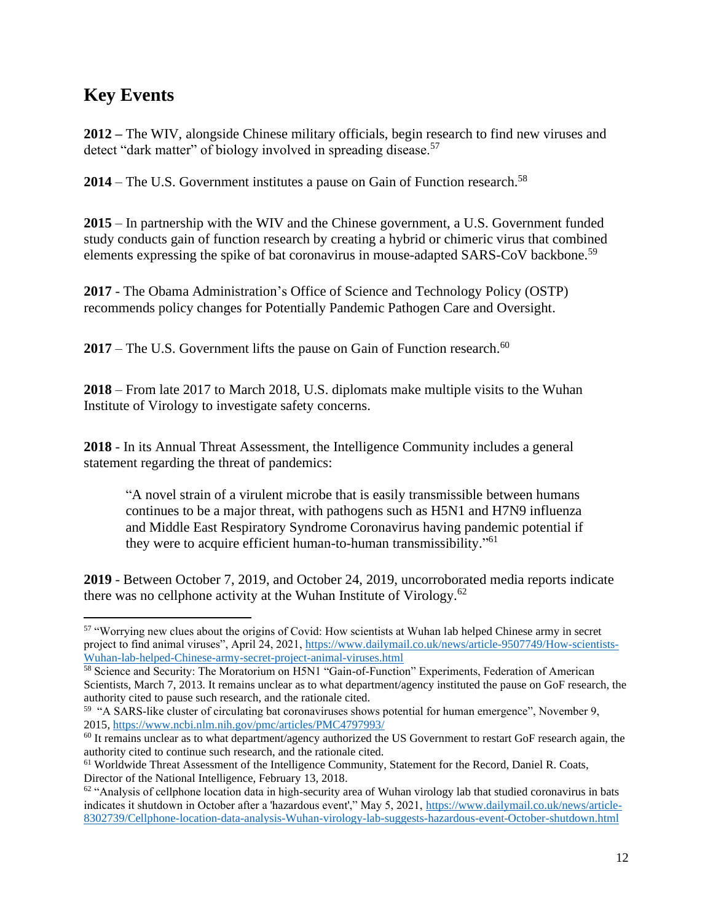## Key Events

**2012 –** The WIV, alongside Chinese military officials, begin research to find new viruses and detect "dark matter" of biology involved in spreading disease.[57]

**2014** – The U.S. Government institutes a pause on Gain of Function research.[58]

**2015** – In partnership with the WIV and the Chinese government, a U.S. Government funded study conducts gain of function research by creating a hybrid or chimeric virus that combined elements expressing the spike of bat coronavirus in mouse-adapted SARS-CoV backbone.[59]

**2017** - The Obama Administration's Office of Science and Technology Policy (OSTP) recommends policy changes for Potentially Pandemic Pathogen Care and Oversight.

**2017** – The U.S. Government lifts the pause on Gain of Function research.[60]

**2018** – From late 2017 to March 2018, U.S. diplomats make multiple visits to the Wuhan Institute of Virology to investigate safety concerns.

**2018** - In its Annual Threat Assessment, the Intelligence Community includes a general statement regarding the threat of pandemics:

> "A novel strain of a virulent microbe that is easily transmissible between humans continues to be a major threat, with pathogens such as H5N1 and H7N9 influenza and Middle East Respiratory Syndrome Coronavirus having pandemic potential if they were to acquire efficient human-to-human transmissibility."[61]

**2019** - Between October 7, 2019, and October 24, 2019, uncorroborated media reports indicate there was no cellphone activity at the Wuhan Institute of Virology.[62]

---

[57] "Worrying new clues about the origins of Covid: How scientists at Wuhan lab helped Chinese army in secret project to find animal viruses", April 24, 2021, https://www.dailymail.co.uk/news/article-9507749/How-scientists-Wuhan-lab-helped-Chinese-army-secret-project-animal-viruses.html

[58] Science and Security: The Moratorium on H5N1 "Gain-of-Function" Experiments, Federation of American Scientists, March 7, 2013. It remains unclear as to what department/agency instituted the pause on GoF research, the authority cited to pause such research, and the rationale cited.

[59] "A SARS-like cluster of circulating bat coronaviruses shows potential for human emergence", November 9, 2015, https://www.ncbi.nlm.nih.gov/pmc/articles/PMC4797993/

[60] It remains unclear as to what department/agency authorized the US Government to restart GoF research again, the authority cited to continue such research, and the rationale cited.

[61] Worldwide Threat Assessment of the Intelligence Community, Statement for the Record, Daniel R. Coats, Director of the National Intelligence, February 13, 2018.

[62] "Analysis of cellphone location data in high-security area of Wuhan virology lab that studied coronavirus in bats indicates it shutdown in October after a 'hazardous event'," May 5, 2021, https://www.dailymail.co.uk/news/article-8302739/Cellphone-location-data-analysis-Wuhan-virology-lab-suggests-hazardous-event-October-shutdown.html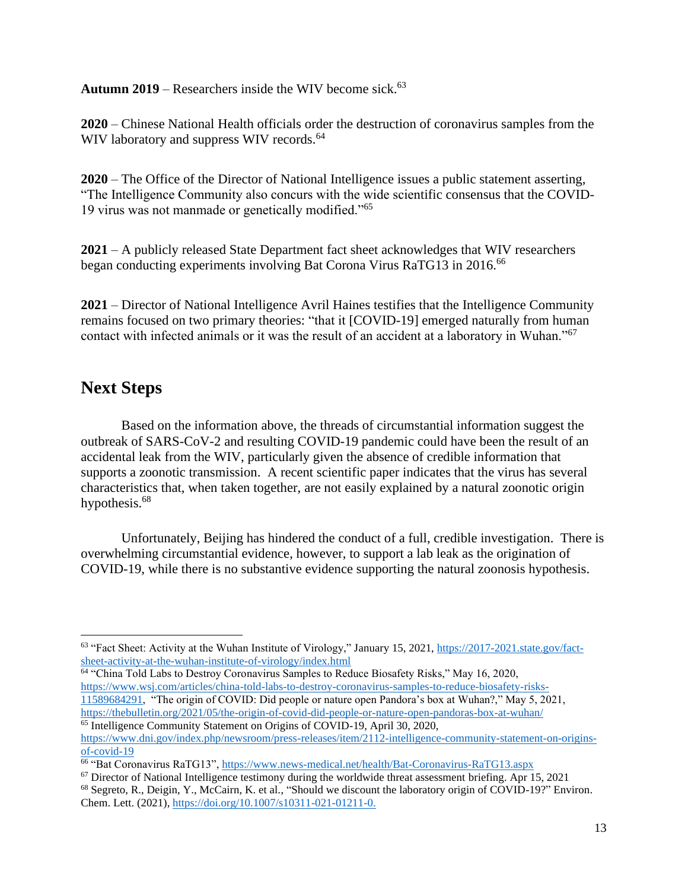**Autumn 2019** – Researchers inside the WIV become sick.[63]

**2020** – Chinese National Health officials order the destruction of coronavirus samples from the WIV laboratory and suppress WIV records.[64]

**2020** – The Office of the Director of National Intelligence issues a public statement asserting, "The Intelligence Community also concurs with the wide scientific consensus that the COVID-19 virus was not manmade or genetically modified."[65]

**2021** – A publicly released State Department fact sheet acknowledges that WIV researchers began conducting experiments involving Bat Corona Virus RaTG13 in 2016.[66]

**2021** – Director of National Intelligence Avril Haines testifies that the Intelligence Community remains focused on two primary theories: "that it [COVID-19] emerged naturally from human contact with infected animals or it was the result of an accident at a laboratory in Wuhan."[67]

## Next Steps

Based on the information above, the threads of circumstantial information suggest the outbreak of SARS-CoV-2 and resulting COVID-19 pandemic could have been the result of an accidental leak from the WIV, particularly given the absence of credible information that supports a zoonotic transmission. A recent scientific paper indicates that the virus has several characteristics that, when taken together, are not easily explained by a natural zoonotic origin hypothesis.[68]

Unfortunately, Beijing has hindered the conduct of a full, credible investigation. There is overwhelming circumstantial evidence, however, to support a lab leak as the origination of COVID-19, while there is no substantive evidence supporting the natural zoonosis hypothesis.

---

[63] "Fact Sheet: Activity at the Wuhan Institute of Virology," January 15, 2021, https://2017-2021.state.gov/fact-sheet-activity-at-the-wuhan-institute-of-virology/index.html

[64] "China Told Labs to Destroy Coronavirus Samples to Reduce Biosafety Risks," May 16, 2020, https://www.wsj.com/articles/china-told-labs-to-destroy-coronavirus-samples-to-reduce-biosafety-risks-11589684291, "The origin of COVID: Did people or nature open Pandora's box at Wuhan?," May 5, 2021, https://thebulletin.org/2021/05/the-origin-of-covid-did-people-or-nature-open-pandoras-box-at-wuhan/

[65] Intelligence Community Statement on Origins of COVID-19, April 30, 2020, https://www.dni.gov/index.php/newsroom/press-releases/item/2112-intelligence-community-statement-on-origins-of-covid-19

[66] "Bat Coronavirus RaTG13", https://www.news-medical.net/health/Bat-Coronavirus-RaTG13.aspx

[67] Director of National Intelligence testimony during the worldwide threat assessment briefing. Apr 15, 2021

[68] Segreto, R., Deigin, Y., McCairn, K. et al., "Should we discount the laboratory origin of COVID-19?" Environ. Chem. Lett. (2021), https://doi.org/10.1007/s10311-021-01211-0.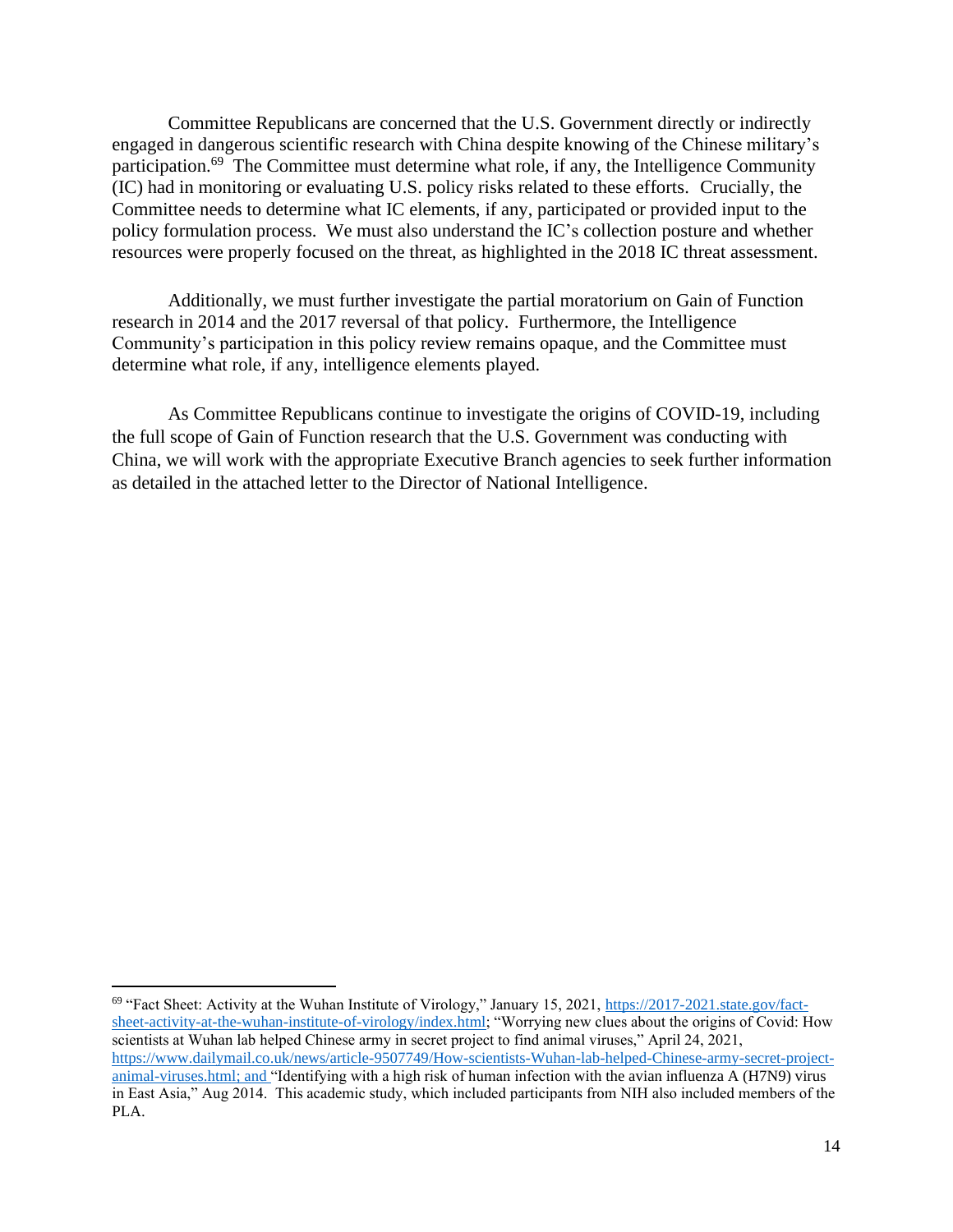Committee Republicans are concerned that the U.S. Government directly or indirectly engaged in dangerous scientific research with China despite knowing of the Chinese military's participation.[69] The Committee must determine what role, if any, the Intelligence Community (IC) had in monitoring or evaluating U.S. policy risks related to these efforts. Crucially, the Committee needs to determine what IC elements, if any, participated or provided input to the policy formulation process. We must also understand the IC's collection posture and whether resources were properly focused on the threat, as highlighted in the 2018 IC threat assessment.

Additionally, we must further investigate the partial moratorium on Gain of Function research in 2014 and the 2017 reversal of that policy. Furthermore, the Intelligence Community's participation in this policy review remains opaque, and the Committee must determine what role, if any, intelligence elements played.

As Committee Republicans continue to investigate the origins of COVID-19, including the full scope of Gain of Function research that the U.S. Government was conducting with China, we will work with the appropriate Executive Branch agencies to seek further information as detailed in the attached letter to the Director of National Intelligence.

---

[69] "Fact Sheet: Activity at the Wuhan Institute of Virology," January 15, 2021, https://2017-2021.state.gov/fact-sheet-activity-at-the-wuhan-institute-of-virology/index.html; "Worrying new clues about the origins of Covid: How scientists at Wuhan lab helped Chinese army in secret project to find animal viruses," April 24, 2021, https://www.dailymail.co.uk/news/article-9507749/How-scientists-Wuhan-lab-helped-Chinese-army-secret-project-animal-viruses.html; and "Identifying with a high risk of human infection with the avian influenza A (H7N9) virus in East Asia," Aug 2014. This academic study, which included participants from NIH also included members of the PLA.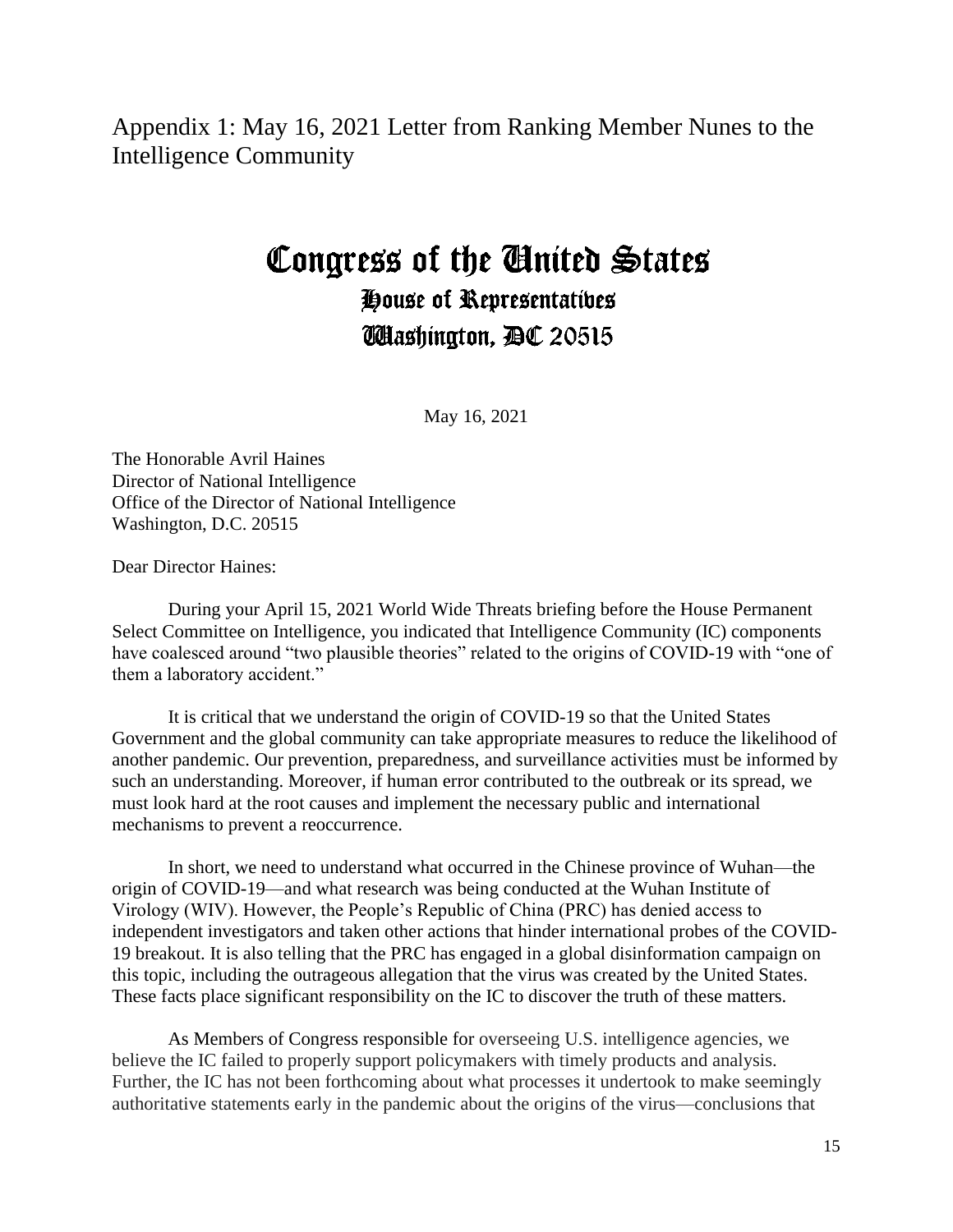# Appendix 1: May 16, 2021 Letter from Ranking Member Nunes to the Intelligence Community

## Congress of the United States
### House of Representatives
### Washington, DC 20515

May 16, 2021

The Honorable Avril Haines
Director of National Intelligence
Office of the Director of National Intelligence
Washington, D.C. 20515

Dear Director Haines:

During your April 15, 2021 World Wide Threats briefing before the House Permanent Select Committee on Intelligence, you indicated that Intelligence Community (IC) components have coalesced around "two plausible theories" related to the origins of COVID-19 with "one of them a laboratory accident."

It is critical that we understand the origin of COVID-19 so that the United States Government and the global community can take appropriate measures to reduce the likelihood of another pandemic. Our prevention, preparedness, and surveillance activities must be informed by such an understanding. Moreover, if human error contributed to the outbreak or its spread, we must look hard at the root causes and implement the necessary public and international mechanisms to prevent a reoccurrence.

In short, we need to understand what occurred in the Chinese province of Wuhan—the origin of COVID-19—and what research was being conducted at the Wuhan Institute of Virology (WIV). However, the People's Republic of China (PRC) has denied access to independent investigators and taken other actions that hinder international probes of the COVID-19 breakout. It is also telling that the PRC has engaged in a global disinformation campaign on this topic, including the outrageous allegation that the virus was created by the United States. These facts place significant responsibility on the IC to discover the truth of these matters.

As Members of Congress responsible for overseeing U.S. intelligence agencies, we believe the IC failed to properly support policymakers with timely products and analysis. Further, the IC has not been forthcoming about what processes it undertook to make seemingly authoritative statements early in the pandemic about the origins of the virus—conclusions that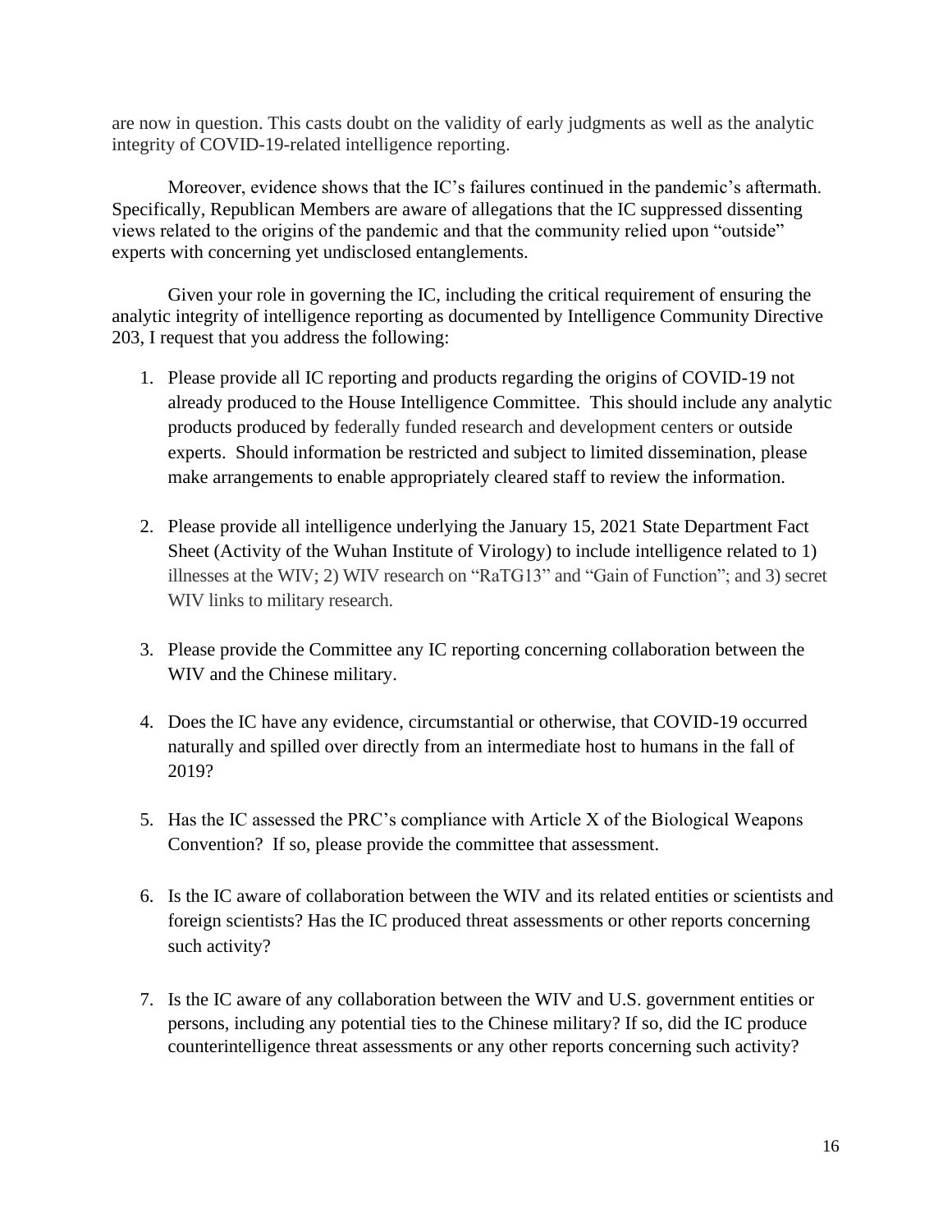are now in question. This casts doubt on the validity of early judgments as well as the analytic integrity of COVID-19-related intelligence reporting.

Moreover, evidence shows that the IC's failures continued in the pandemic's aftermath. Specifically, Republican Members are aware of allegations that the IC suppressed dissenting views related to the origins of the pandemic and that the community relied upon "outside" experts with concerning yet undisclosed entanglements.

Given your role in governing the IC, including the critical requirement of ensuring the analytic integrity of intelligence reporting as documented by Intelligence Community Directive 203, I request that you address the following:

1. Please provide all IC reporting and products regarding the origins of COVID-19 not already produced to the House Intelligence Committee. This should include any analytic products produced by federally funded research and development centers or outside experts. Should information be restricted and subject to limited dissemination, please make arrangements to enable appropriately cleared staff to review the information.

2. Please provide all intelligence underlying the January 15, 2021 State Department Fact Sheet (Activity of the Wuhan Institute of Virology) to include intelligence related to 1) illnesses at the WIV; 2) WIV research on "RaTG13" and "Gain of Function"; and 3) secret WIV links to military research.

3. Please provide the Committee any IC reporting concerning collaboration between the WIV and the Chinese military.

4. Does the IC have any evidence, circumstantial or otherwise, that COVID-19 occurred naturally and spilled over directly from an intermediate host to humans in the fall of 2019?

5. Has the IC assessed the PRC's compliance with Article X of the Biological Weapons Convention? If so, please provide the committee that assessment.

6. Is the IC aware of collaboration between the WIV and its related entities or scientists and foreign scientists? Has the IC produced threat assessments or other reports concerning such activity?

7. Is the IC aware of any collaboration between the WIV and U.S. government entities or persons, including any potential ties to the Chinese military? If so, did the IC produce counterintelligence threat assessments or any other reports concerning such activity?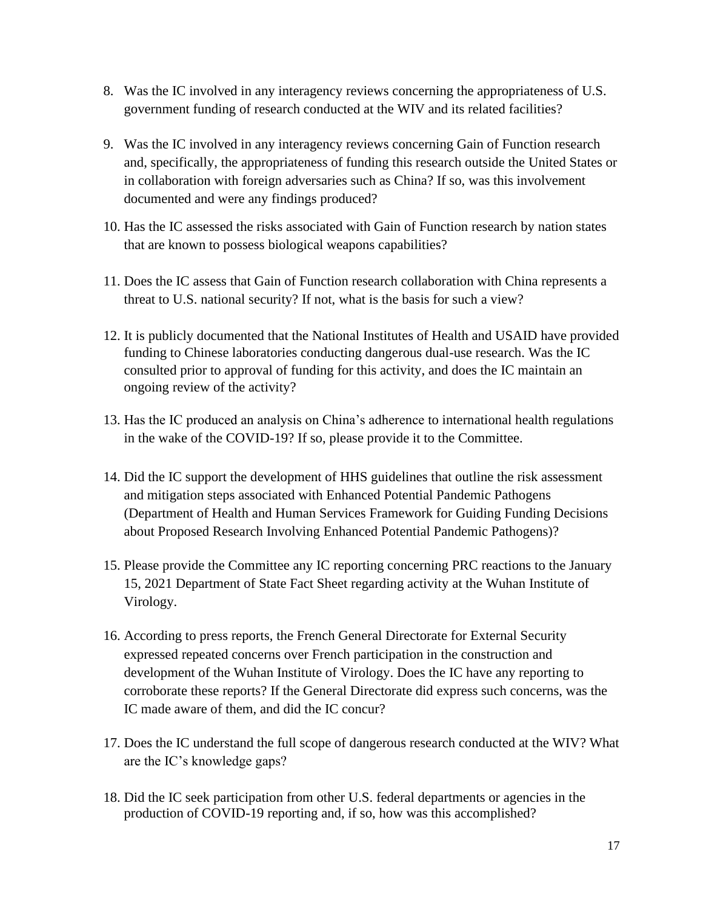8. Was the IC involved in any interagency reviews concerning the appropriateness of U.S. government funding of research conducted at the WIV and its related facilities?

9. Was the IC involved in any interagency reviews concerning Gain of Function research and, specifically, the appropriateness of funding this research outside the United States or in collaboration with foreign adversaries such as China? If so, was this involvement documented and were any findings produced?

10. Has the IC assessed the risks associated with Gain of Function research by nation states that are known to possess biological weapons capabilities?

11. Does the IC assess that Gain of Function research collaboration with China represents a threat to U.S. national security? If not, what is the basis for such a view?

12. It is publicly documented that the National Institutes of Health and USAID have provided funding to Chinese laboratories conducting dangerous dual-use research. Was the IC consulted prior to approval of funding for this activity, and does the IC maintain an ongoing review of the activity?

13. Has the IC produced an analysis on China's adherence to international health regulations in the wake of the COVID-19? If so, please provide it to the Committee.

14. Did the IC support the development of HHS guidelines that outline the risk assessment and mitigation steps associated with Enhanced Potential Pandemic Pathogens (Department of Health and Human Services Framework for Guiding Funding Decisions about Proposed Research Involving Enhanced Potential Pandemic Pathogens)?

15. Please provide the Committee any IC reporting concerning PRC reactions to the January 15, 2021 Department of State Fact Sheet regarding activity at the Wuhan Institute of Virology.

16. According to press reports, the French General Directorate for External Security expressed repeated concerns over French participation in the construction and development of the Wuhan Institute of Virology. Does the IC have any reporting to corroborate these reports? If the General Directorate did express such concerns, was the IC made aware of them, and did the IC concur?

17. Does the IC understand the full scope of dangerous research conducted at the WIV? What are the IC's knowledge gaps?

18. Did the IC seek participation from other U.S. federal departments or agencies in the production of COVID-19 reporting and, if so, how was this accomplished?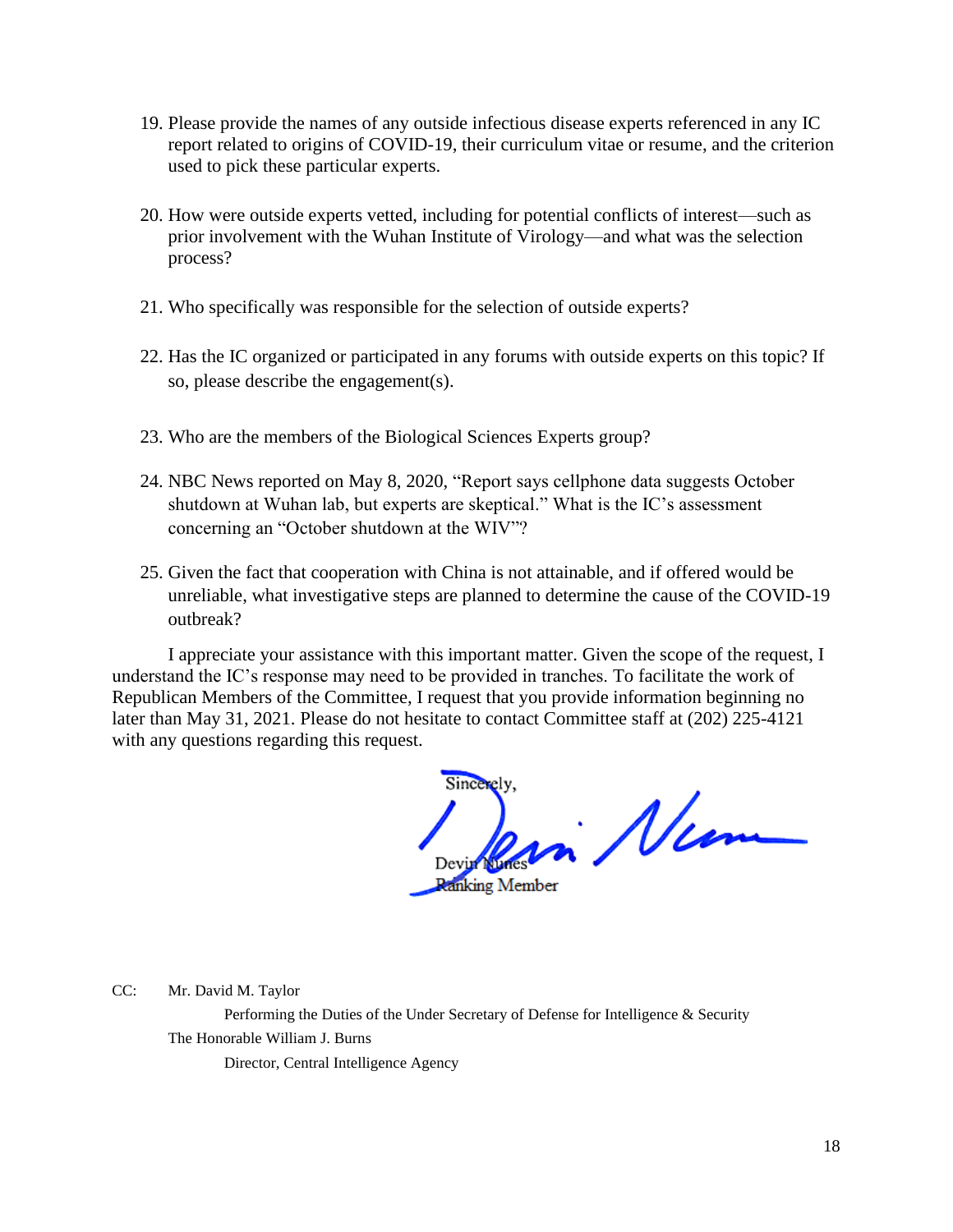19. Please provide the names of any outside infectious disease experts referenced in any IC report related to origins of COVID-19, their curriculum vitae or resume, and the criterion used to pick these particular experts.

20. How were outside experts vetted, including for potential conflicts of interest—such as prior involvement with the Wuhan Institute of Virology—and what was the selection process?

21. Who specifically was responsible for the selection of outside experts?

22. Has the IC organized or participated in any forums with outside experts on this topic? If so, please describe the engagement(s).

23. Who are the members of the Biological Sciences Experts group?

24. NBC News reported on May 8, 2020, "Report says cellphone data suggests October shutdown at Wuhan lab, but experts are skeptical." What is the IC's assessment concerning an "October shutdown at the WIV"?

25. Given the fact that cooperation with China is not attainable, and if offered would be unreliable, what investigative steps are planned to determine the cause of the COVID-19 outbreak?

I appreciate your assistance with this important matter. Given the scope of the request, I understand the IC's response may need to be provided in tranches. To facilitate the work of Republican Members of the Committee, I request that you provide information beginning no later than May 31, 2021. Please do not hesitate to contact Committee staff at (202) 225-4121 with any questions regarding this request.

Sincerely,

Devin Nunes
Ranking Member

CC: Mr. David M. Taylor
Performing the Duties of the Under Secretary of Defense for Intelligence & Security
The Honorable William J. Burns
Director, Central Intelligence Agency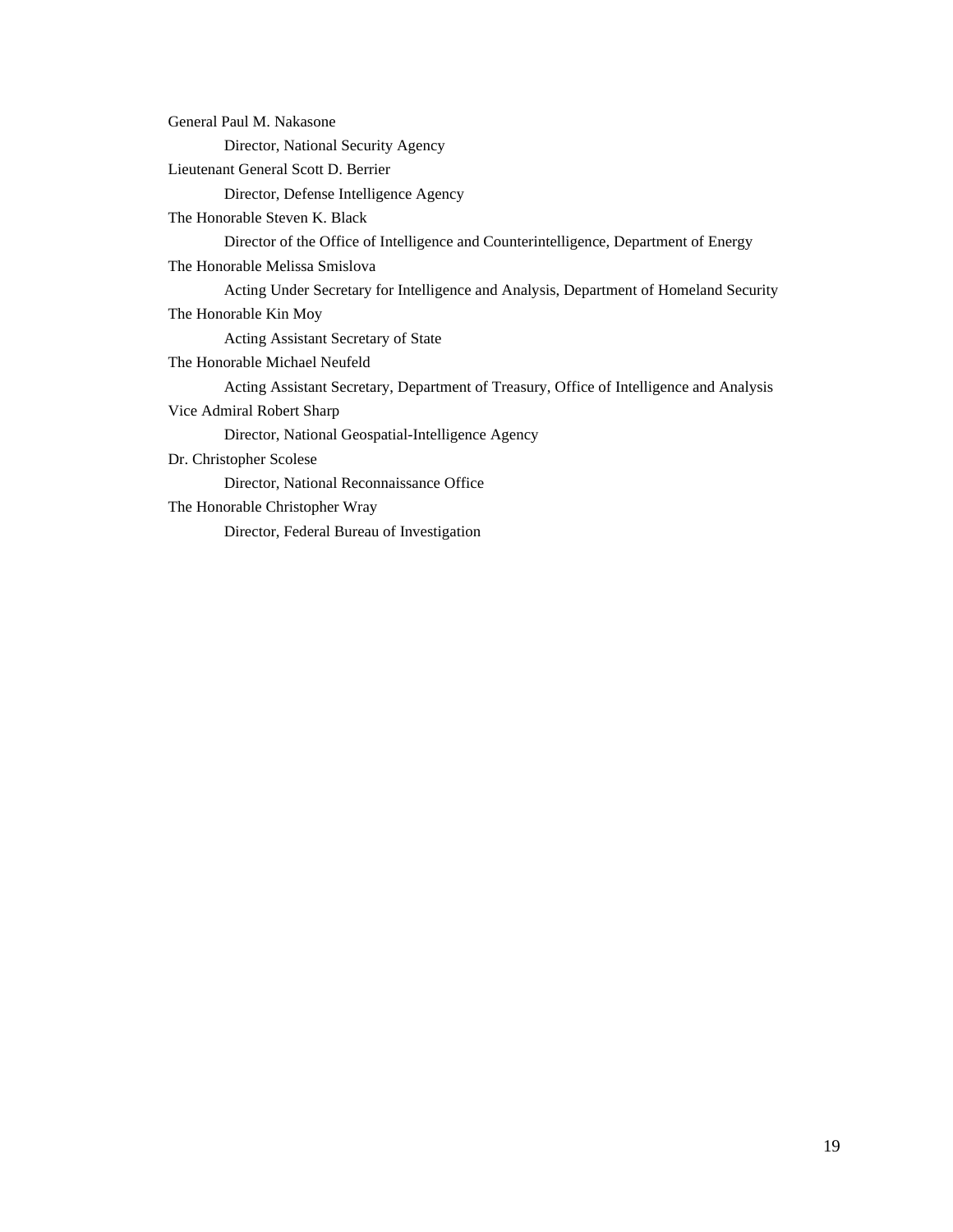General Paul M. Nakasone

Director, National Security Agency

Lieutenant General Scott D. Berrier

Director, Defense Intelligence Agency

The Honorable Steven K. Black

Director of the Office of Intelligence and Counterintelligence, Department of Energy

The Honorable Melissa Smislova

Acting Under Secretary for Intelligence and Analysis, Department of Homeland Security

The Honorable Kin Moy

Acting Assistant Secretary of State

The Honorable Michael Neufeld

Acting Assistant Secretary, Department of Treasury, Office of Intelligence and Analysis

Vice Admiral Robert Sharp

Director, National Geospatial-Intelligence Agency

Dr. Christopher Scolese

Director, National Reconnaissance Office

The Honorable Christopher Wray

Director, Federal Bureau of Investigation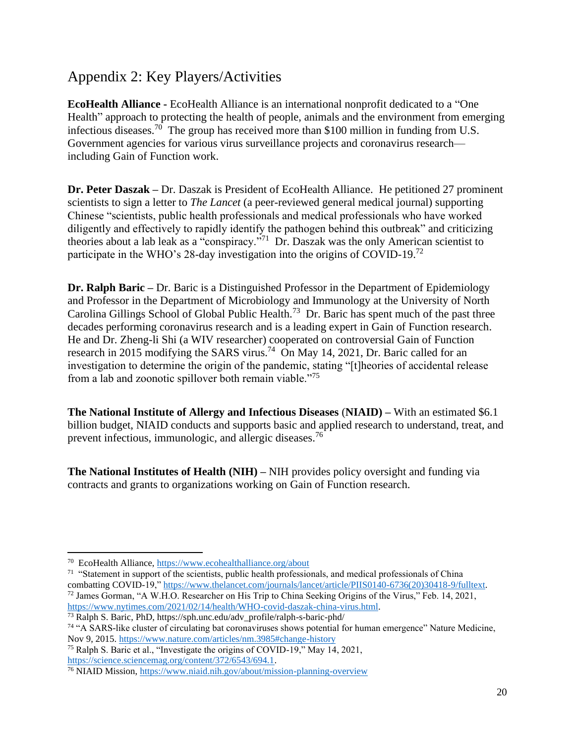## Appendix 2: Key Players/Activities

**EcoHealth Alliance -** EcoHealth Alliance is an international nonprofit dedicated to a "One Health" approach to protecting the health of people, animals and the environment from emerging infectious diseases.[70] The group has received more than $100 million in funding from U.S. Government agencies for various virus surveillance projects and coronavirus research—including Gain of Function work.

**Dr. Peter Daszak –** Dr. Daszak is President of EcoHealth Alliance. He petitioned 27 prominent scientists to sign a letter to *The Lancet* (a peer-reviewed general medical journal) supporting Chinese "scientists, public health professionals and medical professionals who have worked diligently and effectively to rapidly identify the pathogen behind this outbreak" and criticizing theories about a lab leak as a "conspiracy."[71] Dr. Daszak was the only American scientist to participate in the WHO's 28-day investigation into the origins of COVID-19.[72]

**Dr. Ralph Baric –** Dr. Baric is a Distinguished Professor in the Department of Epidemiology and Professor in the Department of Microbiology and Immunology at the University of North Carolina Gillings School of Global Public Health.[73] Dr. Baric has spent much of the past three decades performing coronavirus research and is a leading expert in Gain of Function research. He and Dr. Zheng-li Shi (a WIV researcher) cooperated on controversial Gain of Function research in 2015 modifying the SARS virus.[74] On May 14, 2021, Dr. Baric called for an investigation to determine the origin of the pandemic, stating "[t]heories of accidental release from a lab and zoonotic spillover both remain viable."[75]

**The National Institute of Allergy and Infectious Diseases** (**NIAID) –** With an estimated $6.1 billion budget, NIAID conducts and supports basic and applied research to understand, treat, and prevent infectious, immunologic, and allergic diseases.[76]

**The National Institutes of Health (NIH) –** NIH provides policy oversight and funding via contracts and grants to organizations working on Gain of Function research.

---

[70] EcoHealth Alliance, https://www.ecohealthalliance.org/about

[71] "Statement in support of the scientists, public health professionals, and medical professionals of China combatting COVID-19," https://www.thelancet.com/journals/lancet/article/PIIS0140-6736(20)30418-9/fulltext.

[72] James Gorman, "A W.H.O. Researcher on His Trip to China Seeking Origins of the Virus," Feb. 14, 2021, https://www.nytimes.com/2021/02/14/health/WHO-covid-daszak-china-virus.html.

[73] Ralph S. Baric, PhD, https://sph.unc.edu/adv_profile/ralph-s-baric-phd/

[74] "A SARS-like cluster of circulating bat coronaviruses shows potential for human emergence" Nature Medicine, Nov 9, 2015. https://www.nature.com/articles/nm.3985#change-history

[75] Ralph S. Baric et al., "Investigate the origins of COVID-19," May 14, 2021, https://science.sciencemag.org/content/372/6543/694.1.

[76] NIAID Mission, https://www.niaid.nih.gov/about/mission-planning-overview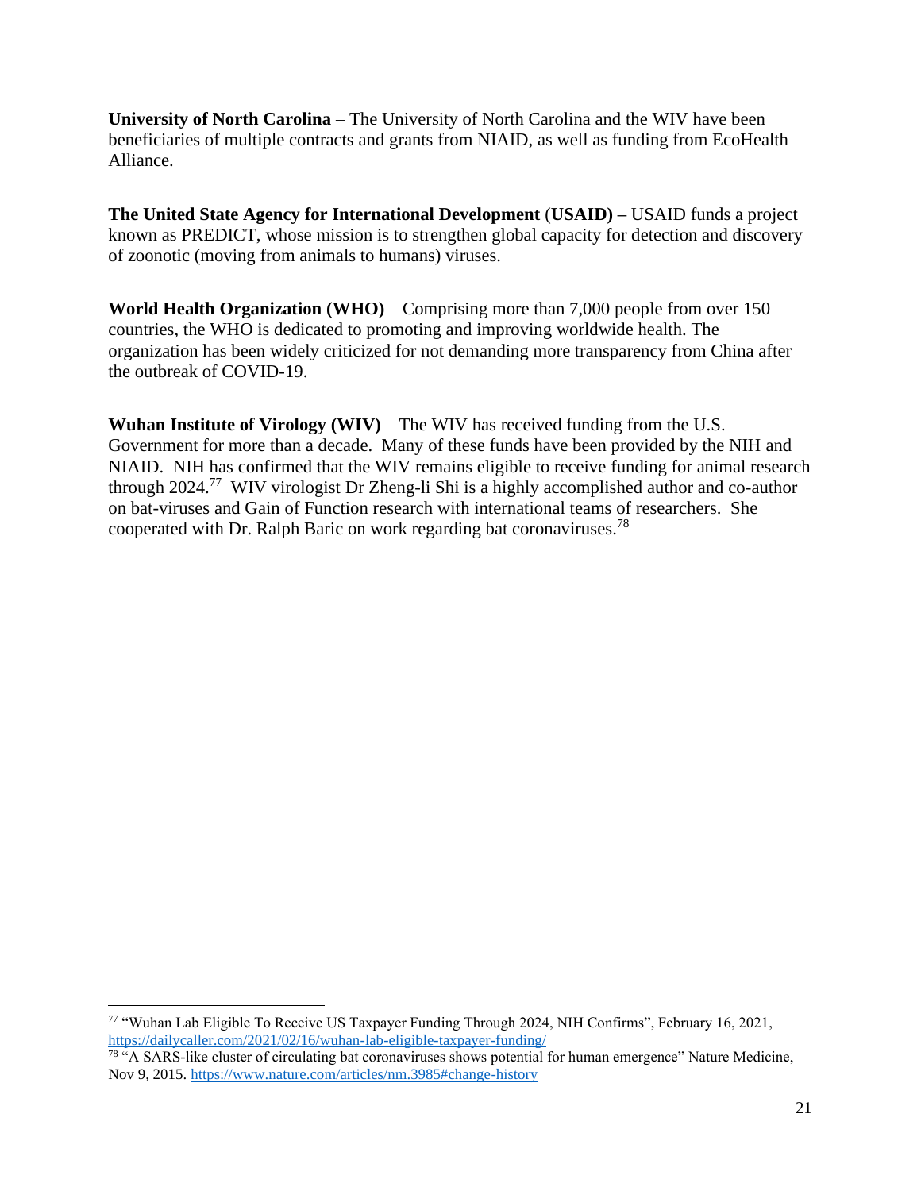**University of North Carolina –** The University of North Carolina and the WIV have been beneficiaries of multiple contracts and grants from NIAID, as well as funding from EcoHealth Alliance.

**The United State Agency for International Development** (**USAID) –** USAID funds a project known as PREDICT, whose mission is to strengthen global capacity for detection and discovery of zoonotic (moving from animals to humans) viruses.

**World Health Organization (WHO)** – Comprising more than 7,000 people from over 150 countries, the WHO is dedicated to promoting and improving worldwide health. The organization has been widely criticized for not demanding more transparency from China after the outbreak of COVID-19.

**Wuhan Institute of Virology (WIV)** – The WIV has received funding from the U.S. Government for more than a decade. Many of these funds have been provided by the NIH and NIAID. NIH has confirmed that the WIV remains eligible to receive funding for animal research through 2024.[77] WIV virologist Dr Zheng-li Shi is a highly accomplished author and co-author on bat-viruses and Gain of Function research with international teams of researchers. She cooperated with Dr. Ralph Baric on work regarding bat coronaviruses.[78]

---

[77] "Wuhan Lab Eligible To Receive US Taxpayer Funding Through 2024, NIH Confirms", February 16, 2021, https://dailycaller.com/2021/02/16/wuhan-lab-eligible-taxpayer-funding/

[78] "A SARS-like cluster of circulating bat coronaviruses shows potential for human emergence" Nature Medicine, Nov 9, 2015. https://www.nature.com/articles/nm.3985#change-history